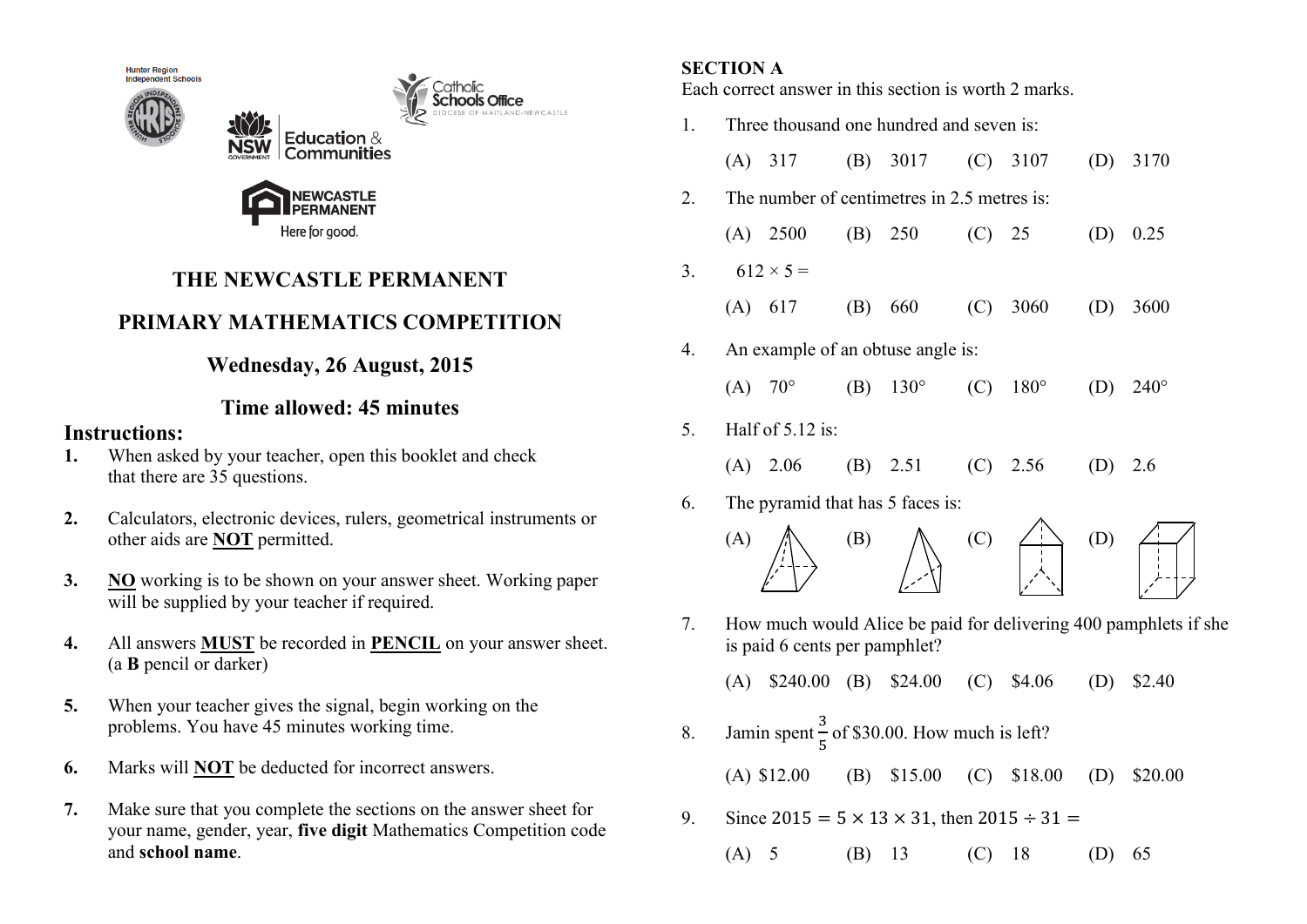Hunter Region Independent Schools

Catholic Schools Office — Diocese of Maitland-Newcastle

NSW Government Education & Communities

Newcastle Permanent — Here for good.

# THE NEWCASTLE PERMANENT

# PRIMARY MATHEMATICS COMPETITION

## Wednesday, 26 August, 2015

## Time allowed: 45 minutes

## Instructions:

1. When asked by your teacher, open this booklet and check that there are 35 questions.
2. Calculators, electronic devices, rulers, geometrical instruments or other aids are **NOT** permitted.
3. **NO** working is to be shown on your answer sheet. Working paper will be supplied by your teacher if required.
4. All answers **MUST** be recorded in **PENCIL** on your answer sheet. (a **B** pencil or darker)
5. When your teacher gives the signal, begin working on the problems. You have 45 minutes working time.
6. Marks will **NOT** be deducted for incorrect answers.
7. Make sure that you complete the sections on the answer sheet for your name, gender, year, **five digit** Mathematics Competition code and **school name**.

**SECTION A**

Each correct answer in this section is worth 2 marks.

1. Three thousand one hundred and seven is:

   (A) 317 (B) 3017 (C) 3107 (D) 3170

2. The number of centimetres in 2.5 metres is:

   (A) 2500 (B) 250 (C) 25 (D) 0.25

3. $612 \times 5 =$

   (A) 617 (B) 660 (C) 3060 (D) 3600

4. An example of an obtuse angle is:

   (A) 70° (B) 130° (C) 180° (D) 240°

5. Half of 5.12 is:

   (A) 2.06 (B) 2.51 (C) 2.56 (D) 2.6

6. The pyramid that has 5 faces is:

   (A) (B) (C) (D)

7. How much would Alice be paid for delivering 400 pamphlets if she is paid 6 cents per pamphlet?

   (A) \$240.00 (B) \$24.00 (C) \$4.06 (D) \$2.40

8. Jamin spent $\frac{3}{5}$ of \$30.00. How much is left?

   (A) \$12.00 (B) \$15.00 (C) \$18.00 (D) \$20.00

9. Since $2015 = 5 \times 13 \times 31$, then $2015 \div 31 =$

   (A) 5 (B) 13 (C) 18 (D) 65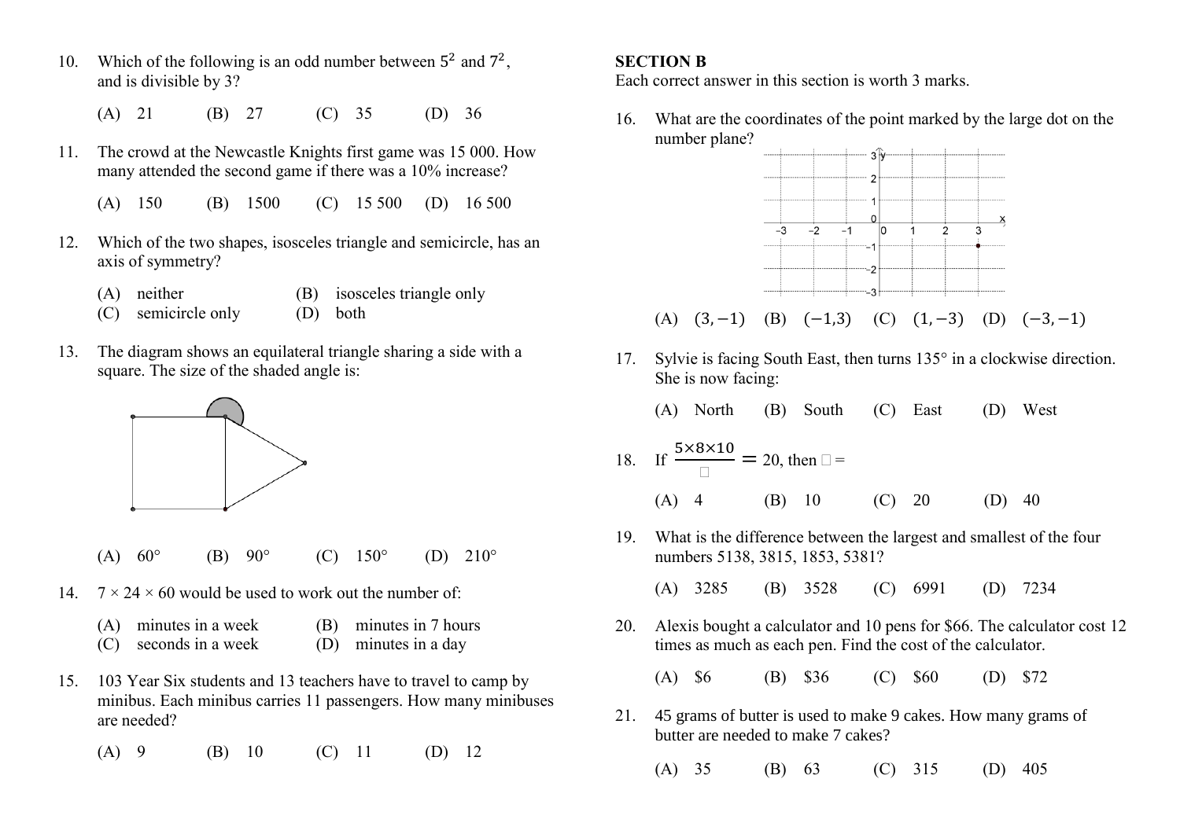10. Which of the following is an odd number between $5^2$ and $7^2$, and is divisible by 3?

    (A) 21 (B) 27 (C) 35 (D) 36

11. The crowd at the Newcastle Knights first game was 15 000. How many attended the second game if there was a 10% increase?

    (A) 150 (B) 1500 (C) 15 500 (D) 16 500

12. Which of the two shapes, isosceles triangle and semicircle, has an axis of symmetry?

    (A) neither (B) isosceles triangle only
    (C) semicircle only (D) both

13. The diagram shows an equilateral triangle sharing a side with a square. The size of the shaded angle is:

    (A) 60° (B) 90° (C) 150° (D) 210°

14. $7 \times 24 \times 60$ would be used to work out the number of:

    (A) minutes in a week (B) minutes in 7 hours
    (C) seconds in a week (D) minutes in a day

15. 103 Year Six students and 13 teachers have to travel to camp by minibus. Each minibus carries 11 passengers. How many minibuses are needed?

    (A) 9 (B) 10 (C) 11 (D) 12

## SECTION B

Each correct answer in this section is worth 3 marks.

16. What are the coordinates of the point marked by the large dot on the number plane?

    (A) $(3,-1)$ (B) $(-1,3)$ (C) $(1,-3)$ (D) $(-3,-1)$

17. Sylvie is facing South East, then turns 135° in a clockwise direction. She is now facing:

    (A) North (B) South (C) East (D) West

18. If $\frac{5\times8\times10}{\square} = 20$, then $\square$ =

    (A) 4 (B) 10 (C) 20 (D) 40

19. What is the difference between the largest and smallest of the four numbers 5138, 3815, 1853, 5381?

    (A) 3285 (B) 3528 (C) 6991 (D) 7234

20. Alexis bought a calculator and 10 pens for \$66. The calculator cost 12 times as much as each pen. Find the cost of the calculator.

    (A) \$6 (B) \$36 (C) \$60 (D) \$72

21. 45 grams of butter is used to make 9 cakes. How many grams of butter are needed to make 7 cakes?

    (A) 35 (B) 63 (C) 315 (D) 405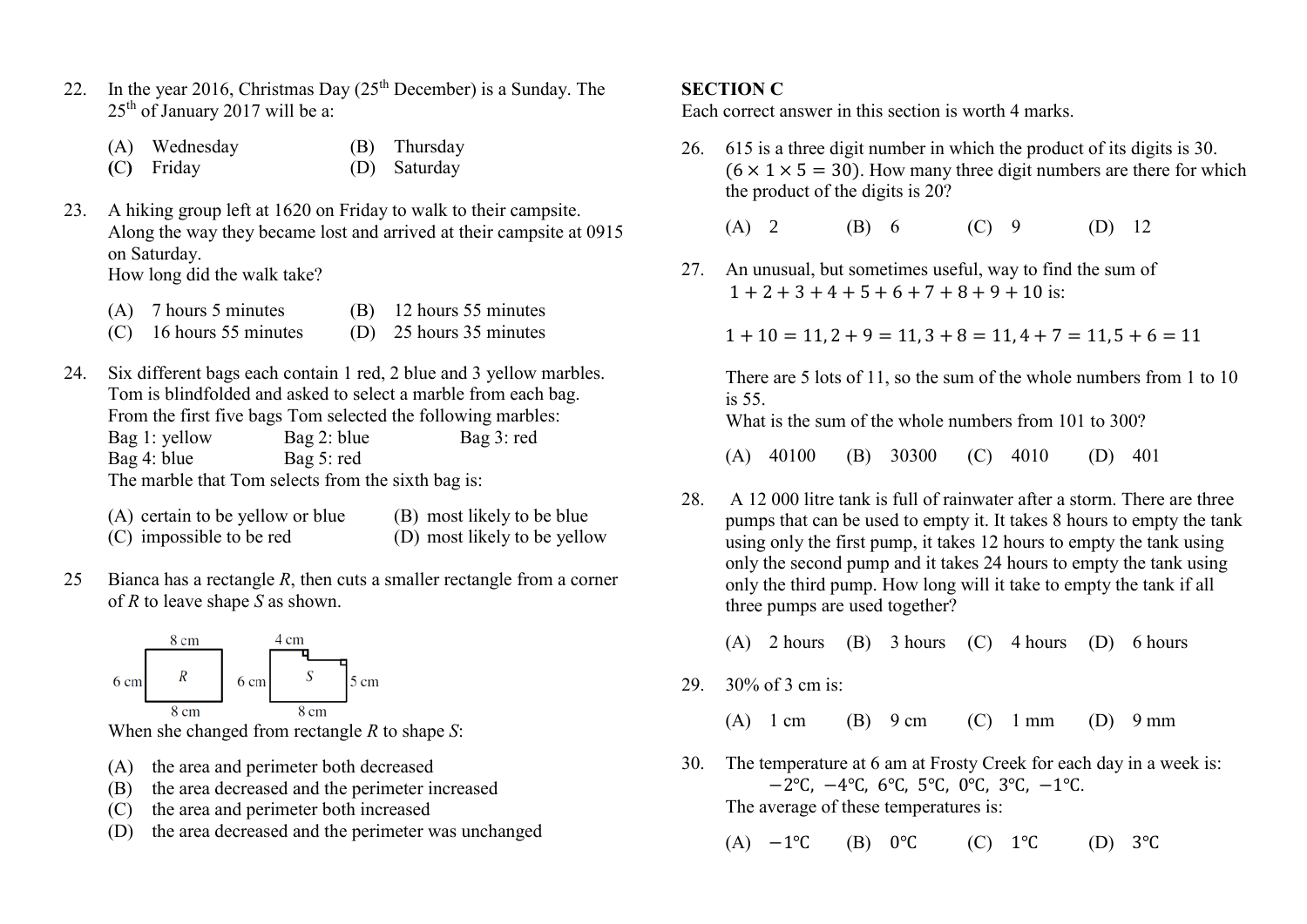22. In the year 2016, Christmas Day (25th December) is a Sunday. The 25th of January 2017 will be a:

    (A) Wednesday (B) Thursday
    (C) Friday (D) Saturday

23. A hiking group left at 1620 on Friday to walk to their campsite. Along the way they became lost and arrived at their campsite at 0915 on Saturday.
    How long did the walk take?

    (A) 7 hours 5 minutes (B) 12 hours 55 minutes
    (C) 16 hours 55 minutes (D) 25 hours 35 minutes

24. Six different bags each contain 1 red, 2 blue and 3 yellow marbles. Tom is blindfolded and asked to select a marble from each bag.
    From the first five bags Tom selected the following marbles:
    Bag 1: yellow Bag 2: blue Bag 3: red
    Bag 4: blue Bag 5: red
    The marble that Tom selects from the sixth bag is:

    (A) certain to be yellow or blue (B) most likely to be blue
    (C) impossible to be red (D) most likely to be yellow

25. Bianca has a rectangle *R*, then cuts a smaller rectangle from a corner of *R* to leave shape *S* as shown.

    8 cm, 6 cm, *R*, 8 cm; 4 cm, 6 cm, *S*, 5 cm, 8 cm

    When she changed from rectangle *R* to shape *S*:

    (A) the area and perimeter both decreased
    (B) the area decreased and the perimeter increased
    (C) the area and perimeter both increased
    (D) the area decreased and the perimeter was unchanged

## SECTION C

Each correct answer in this section is worth 4 marks.

26. 615 is a three digit number in which the product of its digits is 30. $(6 \times 1 \times 5 = 30)$. How many three digit numbers are there for which the product of the digits is 20?

    (A) 2 (B) 6 (C) 9 (D) 12

27. An unusual, but sometimes useful, way to find the sum of $1 + 2 + 3 + 4 + 5 + 6 + 7 + 8 + 9 + 10$ is:

    $$1 + 10 = 11, 2 + 9 = 11, 3 + 8 = 11, 4 + 7 = 11, 5 + 6 = 11$$

    There are 5 lots of 11, so the sum of the whole numbers from 1 to 10 is 55.
    What is the sum of the whole numbers from 101 to 300?

    (A) 40100 (B) 30300 (C) 4010 (D) 401

28. A 12 000 litre tank is full of rainwater after a storm. There are three pumps that can be used to empty it. It takes 8 hours to empty the tank using only the first pump, it takes 12 hours to empty the tank using only the second pump and it takes 24 hours to empty the tank using only the third pump. How long will it take to empty the tank if all three pumps are used together?

    (A) 2 hours (B) 3 hours (C) 4 hours (D) 6 hours

29. 30% of 3 cm is:

    (A) 1 cm (B) 9 cm (C) 1 mm (D) 9 mm

30. The temperature at 6 am at Frosty Creek for each day in a week is:
    $-2°C,\ -4°C,\ 6°C,\ 5°C,\ 0°C,\ 3°C,\ -1°C.$
    The average of these temperatures is:

    (A) $-1°C$ (B) $0°C$ (C) $1°C$ (D) $3°C$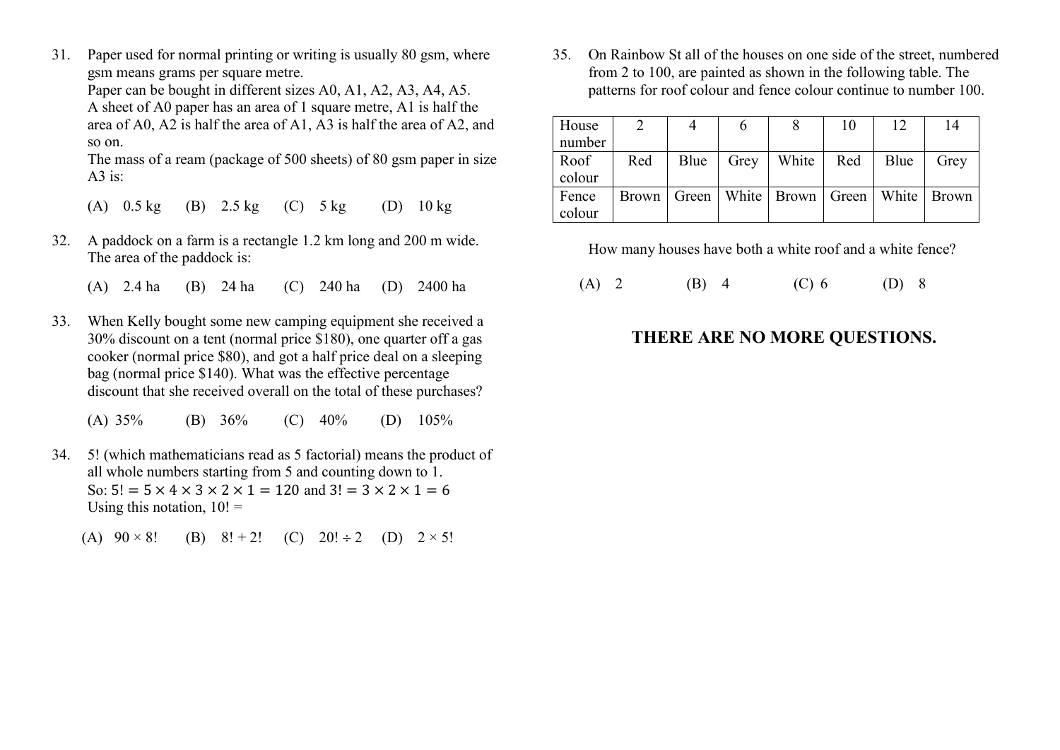31. Paper used for normal printing or writing is usually 80 gsm, where gsm means grams per square metre.
Paper can be bought in different sizes A0, A1, A2, A3, A4, A5.
A sheet of A0 paper has an area of 1 square metre, A1 is half the area of A0, A2 is half the area of A1, A3 is half the area of A2, and so on.
The mass of a ream (package of 500 sheets) of 80 gsm paper in size A3 is:

(A) 0.5 kg (B) 2.5 kg (C) 5 kg (D) 10 kg

32. A paddock on a farm is a rectangle 1.2 km long and 200 m wide. The area of the paddock is:

(A) 2.4 ha (B) 24 ha (C) 240 ha (D) 2400 ha

33. When Kelly bought some new camping equipment she received a 30% discount on a tent (normal price $180), one quarter off a gas cooker (normal price $80), and got a half price deal on a sleeping bag (normal price $140). What was the effective percentage discount that she received overall on the total of these purchases?

(A) 35% (B) 36% (C) 40% (D) 105%

34. 5! (which mathematicians read as 5 factorial) means the product of all whole numbers starting from 5 and counting down to 1.
So: $5! = 5 \times 4 \times 3 \times 2 \times 1 = 120$ and $3! = 3 \times 2 \times 1 = 6$
Using this notation, 10! =

(A) $90 \times 8!$ (B) $8! + 2!$ (C) $20! \div 2$ (D) $2 \times 5!$

35. On Rainbow St all of the houses on one side of the street, numbered from 2 to 100, are painted as shown in the following table. The patterns for roof colour and fence colour continue to number 100.

| House number | 2 | 4 | 6 | 8 | 10 | 12 | 14 |
|---|---|---|---|---|---|---|---|
| Roof colour | Red | Blue | Grey | White | Red | Blue | Grey |
| Fence colour | Brown | Green | White | Brown | Green | White | Brown |

How many houses have both a white roof and a white fence?

(A) 2 (B) 4 (C) 6 (D) 8

**THERE ARE NO MORE QUESTIONS.**